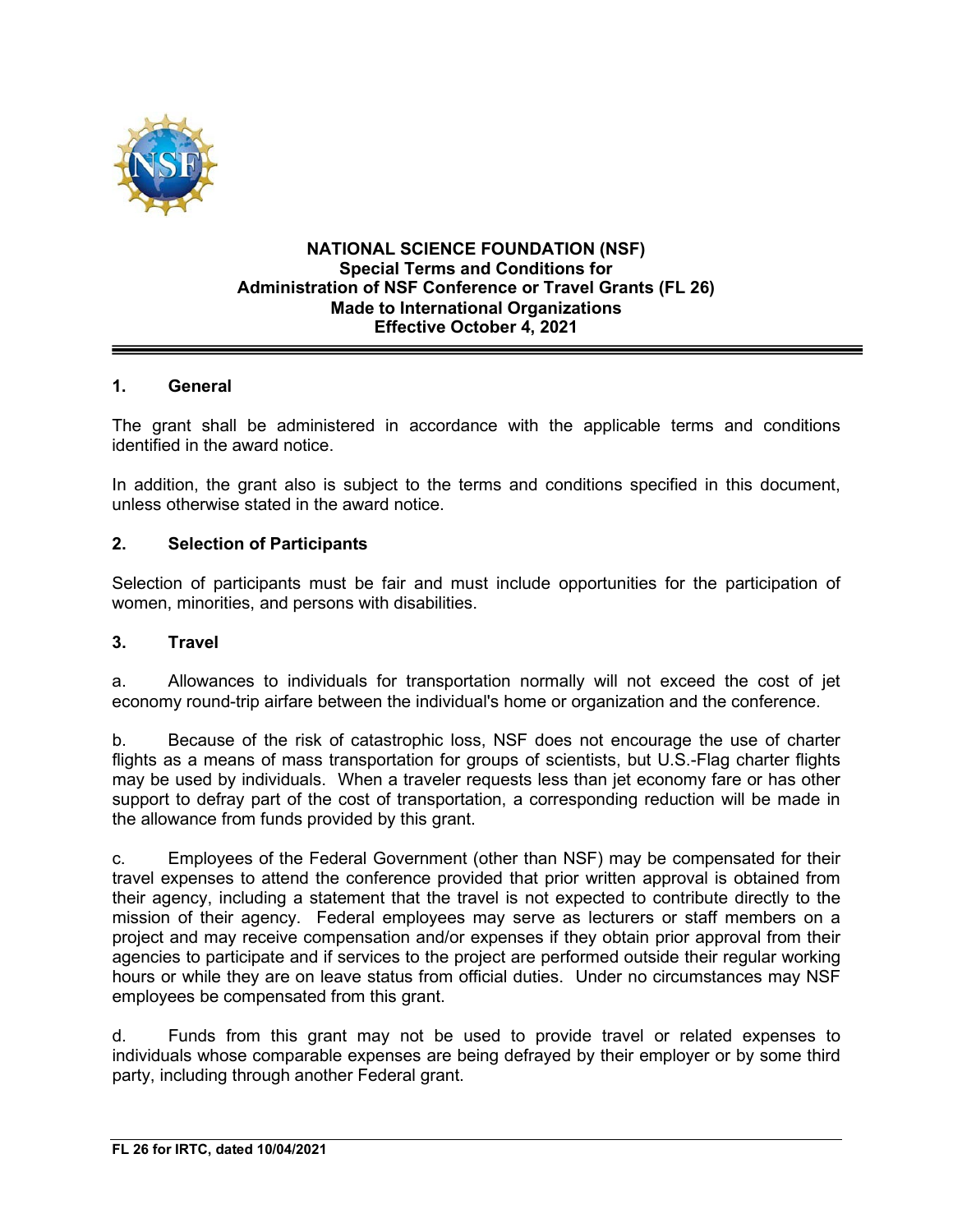**NATIONAL SCIENCE FOUNDATION (NSF)**
**Special Terms and Conditions for**
**Administration of NSF Conference or Travel Grants (FL 26)**
**Made to International Organizations**
**Effective October 4, 2021**

## 1. General

The grant shall be administered in accordance with the applicable terms and conditions identified in the award notice.

In addition, the grant also is subject to the terms and conditions specified in this document, unless otherwise stated in the award notice.

## 2. Selection of Participants

Selection of participants must be fair and must include opportunities for the participation of women, minorities, and persons with disabilities.

## 3. Travel

a. Allowances to individuals for transportation normally will not exceed the cost of jet economy round-trip airfare between the individual's home or organization and the conference.

b. Because of the risk of catastrophic loss, NSF does not encourage the use of charter flights as a means of mass transportation for groups of scientists, but U.S.-Flag charter flights may be used by individuals. When a traveler requests less than jet economy fare or has other support to defray part of the cost of transportation, a corresponding reduction will be made in the allowance from funds provided by this grant.

c. Employees of the Federal Government (other than NSF) may be compensated for their travel expenses to attend the conference provided that prior written approval is obtained from their agency, including a statement that the travel is not expected to contribute directly to the mission of their agency. Federal employees may serve as lecturers or staff members on a project and may receive compensation and/or expenses if they obtain prior approval from their agencies to participate and if services to the project are performed outside their regular working hours or while they are on leave status from official duties. Under no circumstances may NSF employees be compensated from this grant.

d. Funds from this grant may not be used to provide travel or related expenses to individuals whose comparable expenses are being defrayed by their employer or by some third party, including through another Federal grant.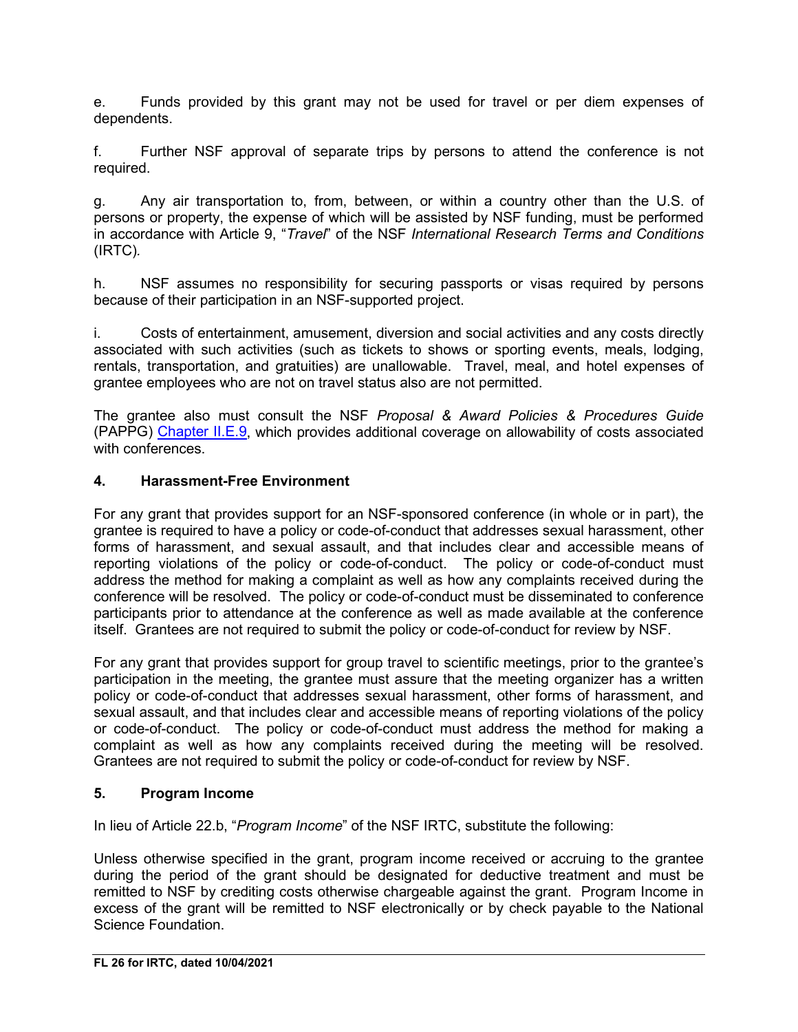e. Funds provided by this grant may not be used for travel or per diem expenses of dependents.

f. Further NSF approval of separate trips by persons to attend the conference is not required.

g. Any air transportation to, from, between, or within a country other than the U.S. of persons or property, the expense of which will be assisted by NSF funding, must be performed in accordance with Article 9, "*Travel*" of the NSF *International Research Terms and Conditions* (IRTC).

h. NSF assumes no responsibility for securing passports or visas required by persons because of their participation in an NSF-supported project.

i. Costs of entertainment, amusement, diversion and social activities and any costs directly associated with such activities (such as tickets to shows or sporting events, meals, lodging, rentals, transportation, and gratuities) are unallowable. Travel, meal, and hotel expenses of grantee employees who are not on travel status also are not permitted.

The grantee also must consult the NSF *Proposal & Award Policies & Procedures Guide* (PAPPG) Chapter II.E.9, which provides additional coverage on allowability of costs associated with conferences.

### 4. Harassment-Free Environment

For any grant that provides support for an NSF-sponsored conference (in whole or in part), the grantee is required to have a policy or code-of-conduct that addresses sexual harassment, other forms of harassment, and sexual assault, and that includes clear and accessible means of reporting violations of the policy or code-of-conduct. The policy or code-of-conduct must address the method for making a complaint as well as how any complaints received during the conference will be resolved. The policy or code-of-conduct must be disseminated to conference participants prior to attendance at the conference as well as made available at the conference itself. Grantees are not required to submit the policy or code-of-conduct for review by NSF.

For any grant that provides support for group travel to scientific meetings, prior to the grantee's participation in the meeting, the grantee must assure that the meeting organizer has a written policy or code-of-conduct that addresses sexual harassment, other forms of harassment, and sexual assault, and that includes clear and accessible means of reporting violations of the policy or code-of-conduct. The policy or code-of-conduct must address the method for making a complaint as well as how any complaints received during the meeting will be resolved. Grantees are not required to submit the policy or code-of-conduct for review by NSF.

### 5. Program Income

In lieu of Article 22.b, "*Program Income*" of the NSF IRTC, substitute the following:

Unless otherwise specified in the grant, program income received or accruing to the grantee during the period of the grant should be designated for deductive treatment and must be remitted to NSF by crediting costs otherwise chargeable against the grant. Program Income in excess of the grant will be remitted to NSF electronically or by check payable to the National Science Foundation.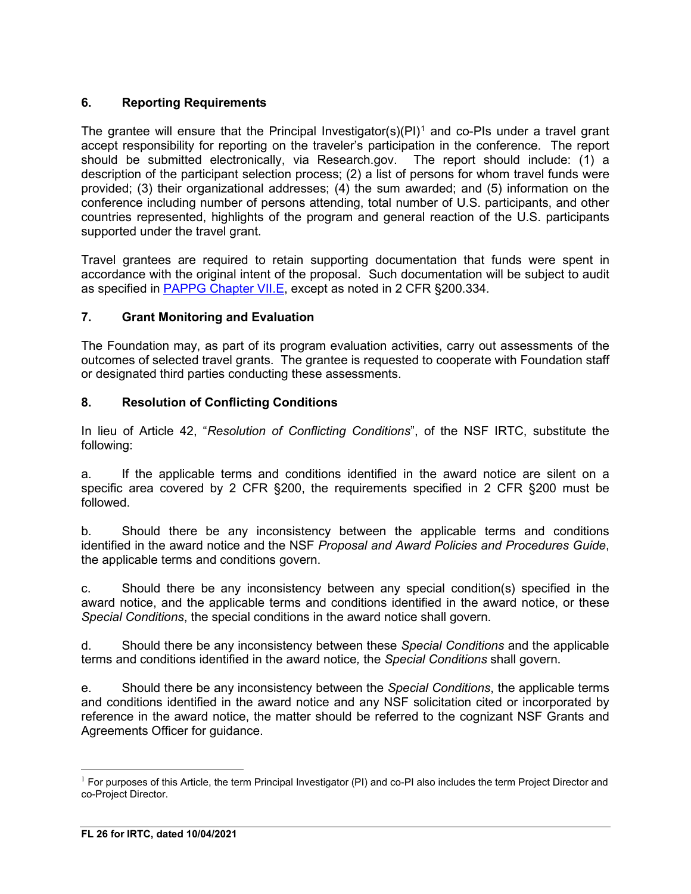## 6. Reporting Requirements

The grantee will ensure that the Principal Investigator(s)(PI)[1] and co-PIs under a travel grant accept responsibility for reporting on the traveler's participation in the conference. The report should be submitted electronically, via Research.gov. The report should include: (1) a description of the participant selection process; (2) a list of persons for whom travel funds were provided; (3) their organizational addresses; (4) the sum awarded; and (5) information on the conference including number of persons attending, total number of U.S. participants, and other countries represented, highlights of the program and general reaction of the U.S. participants supported under the travel grant.

Travel grantees are required to retain supporting documentation that funds were spent in accordance with the original intent of the proposal. Such documentation will be subject to audit as specified in PAPPG Chapter VII.E, except as noted in 2 CFR §200.334.

## 7. Grant Monitoring and Evaluation

The Foundation may, as part of its program evaluation activities, carry out assessments of the outcomes of selected travel grants. The grantee is requested to cooperate with Foundation staff or designated third parties conducting these assessments.

## 8. Resolution of Conflicting Conditions

In lieu of Article 42, "*Resolution of Conflicting Conditions*", of the NSF IRTC, substitute the following:

a. If the applicable terms and conditions identified in the award notice are silent on a specific area covered by 2 CFR §200, the requirements specified in 2 CFR §200 must be followed.

b. Should there be any inconsistency between the applicable terms and conditions identified in the award notice and the NSF *Proposal and Award Policies and Procedures Guide*, the applicable terms and conditions govern.

c. Should there be any inconsistency between any special condition(s) specified in the award notice, and the applicable terms and conditions identified in the award notice, or these *Special Conditions*, the special conditions in the award notice shall govern.

d. Should there be any inconsistency between these *Special Conditions* and the applicable terms and conditions identified in the award notice, the *Special Conditions* shall govern.

e. Should there be any inconsistency between the *Special Conditions*, the applicable terms and conditions identified in the award notice and any NSF solicitation cited or incorporated by reference in the award notice, the matter should be referred to the cognizant NSF Grants and Agreements Officer for guidance.

---

[1] For purposes of this Article, the term Principal Investigator (PI) and co-PI also includes the term Project Director and co-Project Director.

**FL 26 for IRTC, dated 10/04/2021**